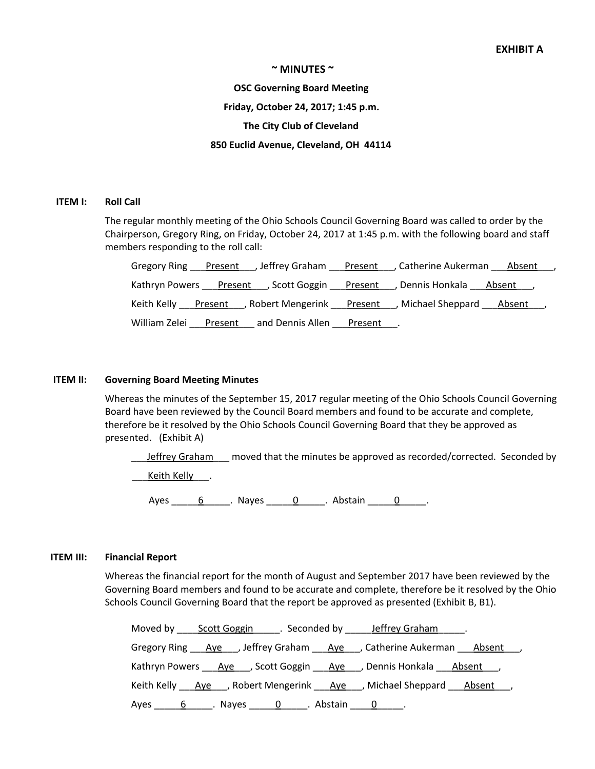**EXHIBIT A**

**~ MINUTES ~**

**OSC Governing Board Meeting**

**Friday, October 24, 2017; 1:45 p.m.**

**The City Club of Cleveland**

**850 Euclid Avenue, Cleveland, OH 44114**

**ITEM I: Roll Call**

The regular monthly meeting of the Ohio Schools Council Governing Board was called to order by the Chairperson, Gregory Ring, on Friday, October 24, 2017 at 1:45 p.m. with the following board and staff members responding to the roll call:

Gregory Ring ___Present___, Jeffrey Graham ___Present___, Catherine Aukerman ___Absent___,

Kathryn Powers ___Present___, Scott Goggin ___Present___, Dennis Honkala ___Absent___,

Keith Kelly ___Present___, Robert Mengerink ___Present___, Michael Sheppard ___Absent___,

William Zelei ___Present___ and Dennis Allen ___Present___.

**ITEM II: Governing Board Meeting Minutes**

Whereas the minutes of the September 15, 2017 regular meeting of the Ohio Schools Council Governing Board have been reviewed by the Council Board members and found to be accurate and complete, therefore be it resolved by the Ohio Schools Council Governing Board that they be approved as presented. (Exhibit A)

___Jeffrey Graham___ moved that the minutes be approved as recorded/corrected. Seconded by ___Keith Kelly___.

Ayes _____6_____. Nayes _____0_____. Abstain _____0_____.

**ITEM III: Financial Report**

Whereas the financial report for the month of August and September 2017 have been reviewed by the Governing Board members and found to be accurate and complete, therefore be it resolved by the Ohio Schools Council Governing Board that the report be approved as presented (Exhibit B, B1).

Moved by ____Scott Goggin_____. Seconded by _____Jeffrey Graham_____.

Gregory Ring ___Aye___, Jeffrey Graham ___Aye___, Catherine Aukerman ___Absent___,

Kathryn Powers ___Aye___, Scott Goggin ___Aye___, Dennis Honkala ___Absent___,

Keith Kelly ___Aye___, Robert Mengerink ___Aye___, Michael Sheppard ___Absent___,

Ayes _____6_____. Nayes _____0_____. Abstain ____0_____.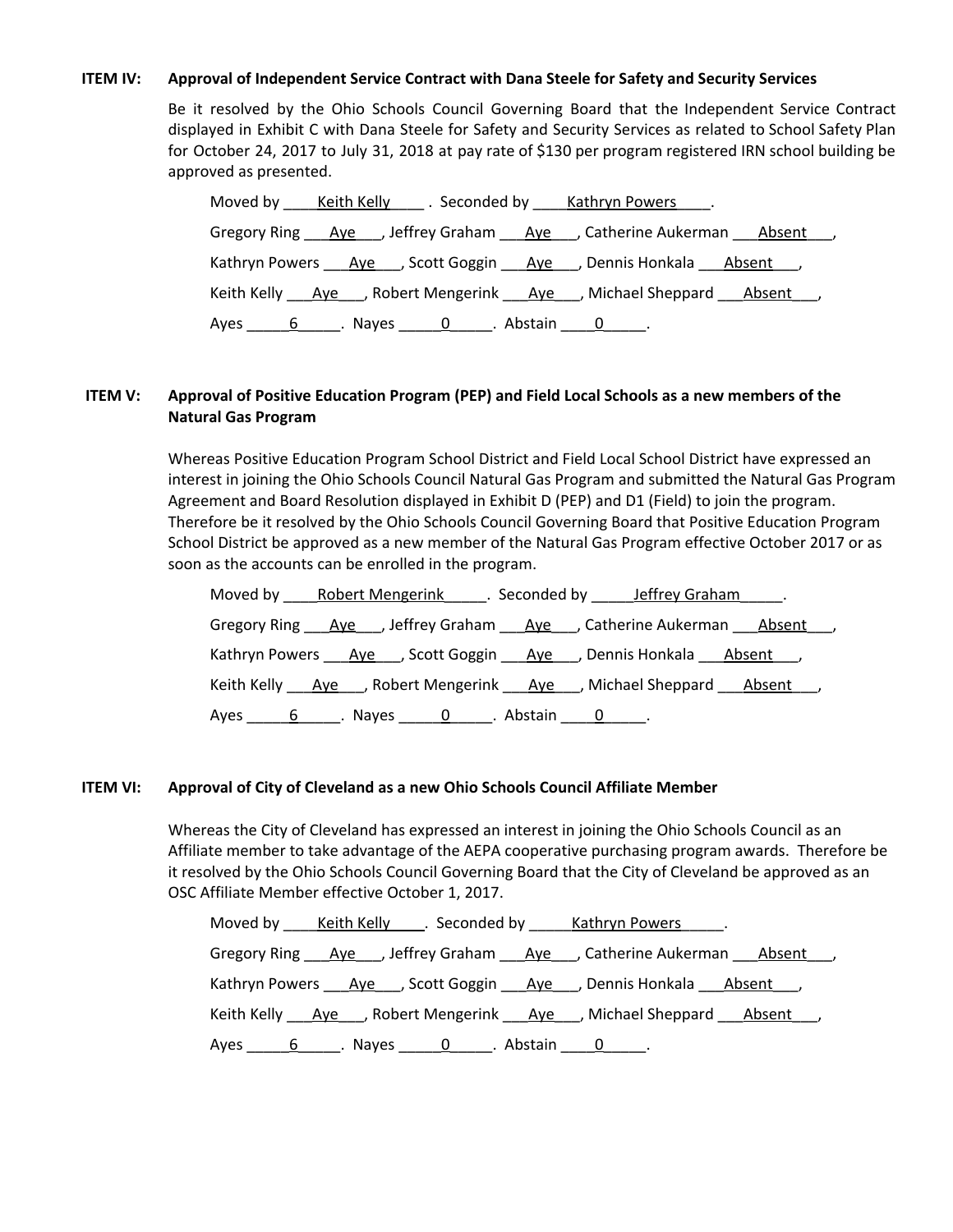**ITEM IV: Approval of Independent Service Contract with Dana Steele for Safety and Security Services**

Be it resolved by the Ohio Schools Council Governing Board that the Independent Service Contract displayed in Exhibit C with Dana Steele for Safety and Security Services as related to School Safety Plan for October 24, 2017 to July 31, 2018 at pay rate of $130 per program registered IRN school building be approved as presented.

Moved by Keith Kelly. Seconded by Kathryn Powers.

Gregory Ring Aye, Jeffrey Graham Aye, Catherine Aukerman Absent,

Kathryn Powers Aye, Scott Goggin Aye, Dennis Honkala Absent,

Keith Kelly Aye, Robert Mengerink Aye, Michael Sheppard Absent,

Ayes 6. Nayes 0. Abstain 0.

**ITEM V: Approval of Positive Education Program (PEP) and Field Local Schools as a new members of the Natural Gas Program**

Whereas Positive Education Program School District and Field Local School District have expressed an interest in joining the Ohio Schools Council Natural Gas Program and submitted the Natural Gas Program Agreement and Board Resolution displayed in Exhibit D (PEP) and D1 (Field) to join the program. Therefore be it resolved by the Ohio Schools Council Governing Board that Positive Education Program School District be approved as a new member of the Natural Gas Program effective October 2017 or as soon as the accounts can be enrolled in the program.

Moved by Robert Mengerink. Seconded by Jeffrey Graham.

Gregory Ring Aye, Jeffrey Graham Aye, Catherine Aukerman Absent,

Kathryn Powers Aye, Scott Goggin Aye, Dennis Honkala Absent,

Keith Kelly Aye, Robert Mengerink Aye, Michael Sheppard Absent,

Ayes 6. Nayes 0. Abstain 0.

**ITEM VI: Approval of City of Cleveland as a new Ohio Schools Council Affiliate Member**

Whereas the City of Cleveland has expressed an interest in joining the Ohio Schools Council as an Affiliate member to take advantage of the AEPA cooperative purchasing program awards. Therefore be it resolved by the Ohio Schools Council Governing Board that the City of Cleveland be approved as an OSC Affiliate Member effective October 1, 2017.

Moved by Keith Kelly. Seconded by Kathryn Powers.

Gregory Ring Aye, Jeffrey Graham Aye, Catherine Aukerman Absent,

Kathryn Powers Aye, Scott Goggin Aye, Dennis Honkala Absent,

Keith Kelly Aye, Robert Mengerink Aye, Michael Sheppard Absent,

Ayes 6. Nayes 0. Abstain 0.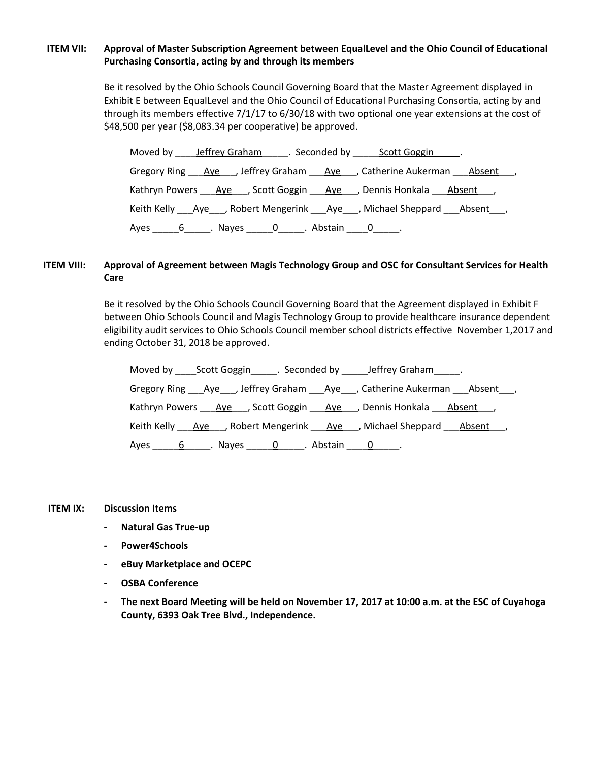**ITEM VII: Approval of Master Subscription Agreement between EqualLevel and the Ohio Council of Educational Purchasing Consortia, acting by and through its members**

Be it resolved by the Ohio Schools Council Governing Board that the Master Agreement displayed in Exhibit E between EqualLevel and the Ohio Council of Educational Purchasing Consortia, acting by and through its members effective 7/1/17 to 6/30/18 with two optional one year extensions at the cost of $48,500 per year ($8,083.34 per cooperative) be approved.

Moved by ____Jeffrey Graham_____. Seconded by _____Scott Goggin_____.

Gregory Ring ___Aye___, Jeffrey Graham ___Aye___, Catherine Aukerman ___Absent___,

Kathryn Powers ___Aye___, Scott Goggin ___Aye___, Dennis Honkala ___Absent___,

Keith Kelly ___Aye___, Robert Mengerink ___Aye___, Michael Sheppard ___Absent___,

Ayes _____6_____. Nayes _____0_____. Abstain ____0_____.

**ITEM VIII: Approval of Agreement between Magis Technology Group and OSC for Consultant Services for Health Care**

Be it resolved by the Ohio Schools Council Governing Board that the Agreement displayed in Exhibit F between Ohio Schools Council and Magis Technology Group to provide healthcare insurance dependent eligibility audit services to Ohio Schools Council member school districts effective November 1,2017 and ending October 31, 2018 be approved.

Moved by ____Scott Goggin_____. Seconded by _____Jeffrey Graham_____.

Gregory Ring ___Aye___, Jeffrey Graham ___Aye___, Catherine Aukerman ___Absent___,

Kathryn Powers ___Aye___, Scott Goggin ___Aye___, Dennis Honkala ___Absent___,

Keith Kelly ___Aye___, Robert Mengerink ___Aye___, Michael Sheppard ___Absent___,

Ayes _____6_____. Nayes _____0_____. Abstain ____0_____.

**ITEM IX: Discussion Items**

- **Natural Gas True-up**
- **Power4Schools**
- **eBuy Marketplace and OCEPC**
- **OSBA Conference**
- **The next Board Meeting will be held on November 17, 2017 at 10:00 a.m. at the ESC of Cuyahoga County, 6393 Oak Tree Blvd., Independence.**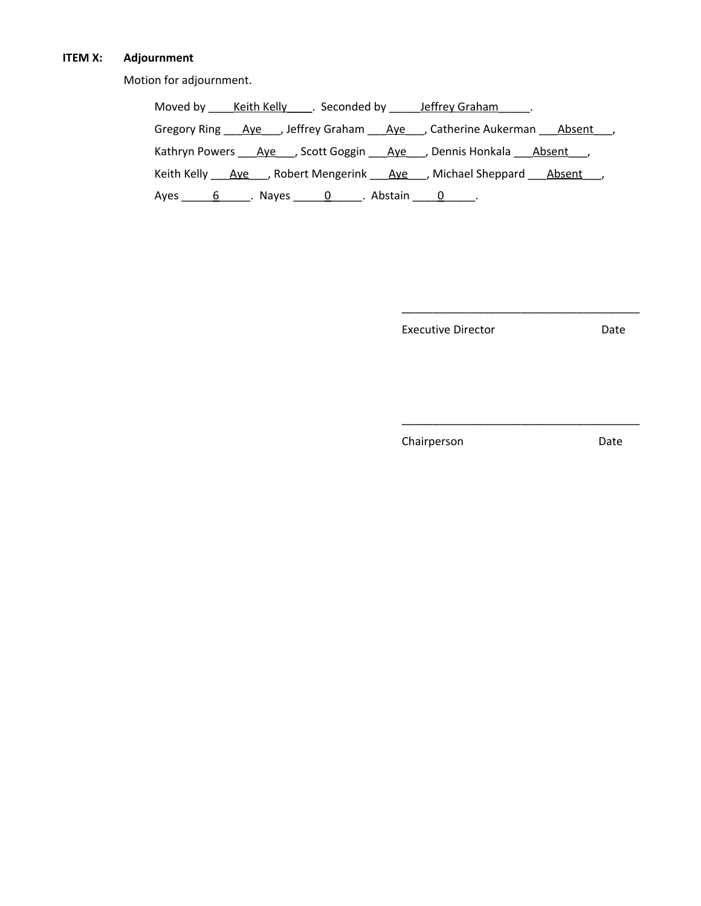**ITEM X: Adjournment**

Motion for adjournment.

Moved by ____Keith Kelly____. Seconded by _____Jeffrey Graham_____.

Gregory Ring ___Aye___, Jeffrey Graham ___Aye___, Catherine Aukerman ___Absent___,

Kathryn Powers ___Aye___, Scott Goggin ___Aye___, Dennis Honkala ___Absent___,

Keith Kelly ___Aye___, Robert Mengerink ___Aye___, Michael Sheppard ___Absent___,

Ayes _____6_____. Nayes _____0_____. Abstain ____0_____.

_______________________________________

Executive Director Date

_______________________________________

Chairperson Date